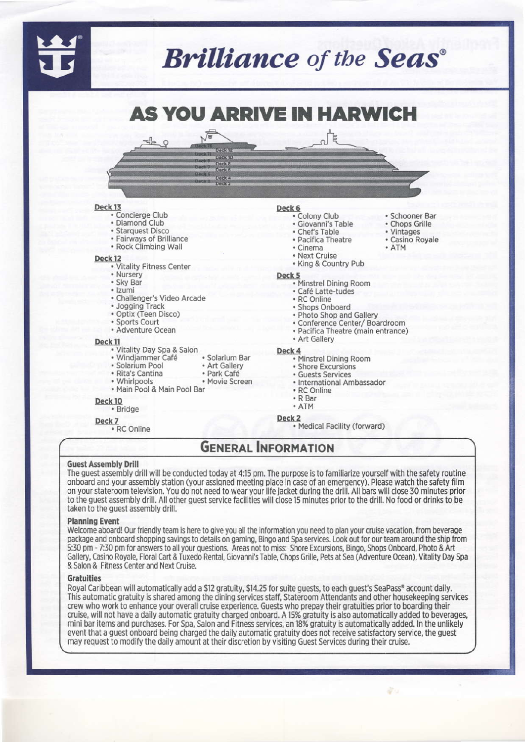# Brilliance of the Seas®

## AS YOU ARRIVE IN HARWICH

### Deck 13
- Concierge Club
- Diamond Club
- Starquest Disco
- Fairways of Brilliance
- Rock Climbing Wall

### Deck 12
- Vitality Fitness Center
- Nursery
- Sky Bar
- Izumi
- Challenger's Video Arcade
- Jogging Track
- Optix (Teen Disco)
- Sports Court
- Adventure Ocean

### Deck 11
- Vitality Day Spa & Salon
- Windjammer Café
- Solarium Pool
- Rita's Cantina
- Whirlpools
- Main Pool & Main Pool Bar
- Solarium Bar
- Art Gallery
- Park Café
- Movie Screen

### Deck 10
- Bridge

### Deck 7
- RC Online

### Deck 6
- Colony Club
- Giovanni's Table
- Chef's Table
- Pacifica Theatre
- Cinema
- Next Cruise
- King & Country Pub
- Schooner Bar
- Chops Grille
- Vintages
- Casino Royale
- ATM

### Deck 5
- Minstrel Dining Room
- Café Latte-tudes
- RC Online
- Shops Onboard
- Photo Shop and Gallery
- Conference Center/ Boardroom
- Pacifica Theatre (main entrance)
- Art Gallery

### Deck 4
- Minstrel Dining Room
- Shore Excursions
- Guests Services
- International Ambassador
- RC Online
- R Bar
- ATM

### Deck 2
- Medical Facility (forward)

## GENERAL INFORMATION

**Guest Assembly Drill**
The guest assembly drill will be conducted today at 4:15 pm. The purpose is to familiarize yourself with the safety routine onboard and your assembly station (your assigned meeting place in case of an emergency). Please watch the safety film on your stateroom television. You do not need to wear your life jacket during the drill. All bars will close 30 minutes prior to the guest assembly drill. All other guest service facilities will close 15 minutes prior to the drill. No food or drinks to be taken to the guest assembly drill.

**Planning Event**
Welcome aboard! Our friendly team is here to give you all the information you need to plan your cruise vacation, from beverage package and onboard shopping savings to details on gaming, Bingo and Spa services. Look out for our team around the ship from 5:30 pm - 7:30 pm for answers to all your questions. Areas not to miss: Shore Excursions, Bingo, Shops Onboard, Photo & Art Gallery, Casino Royale, Floral Cart & Tuxedo Rental, Giovanni's Table, Chops Grille, Pets at Sea (Adventure Ocean), Vitality Day Spa & Salon & Fitness Center and Next Cruise.

**Gratuities**
Royal Caribbean will automatically add a $12 gratuity, $14.25 for suite guests, to each guest's SeaPass® account daily. This automatic gratuity is shared among the dining services staff, Stateroom Attendants and other housekeeping services crew who work to enhance your overall cruise experience. Guests who prepay their gratuities prior to boarding their cruise, will not have a daily automatic gratuity charged onboard. A 15% gratuity is also automatically added to beverages, mini bar items and purchases. For Spa, Salon and Fitness services, an 18% gratuity is automatically added. In the unlikely event that a guest onboard being charged the daily automatic gratuity does not receive satisfactory service, the guest may request to modify the daily amount at their discretion by visiting Guest Services during their cruise.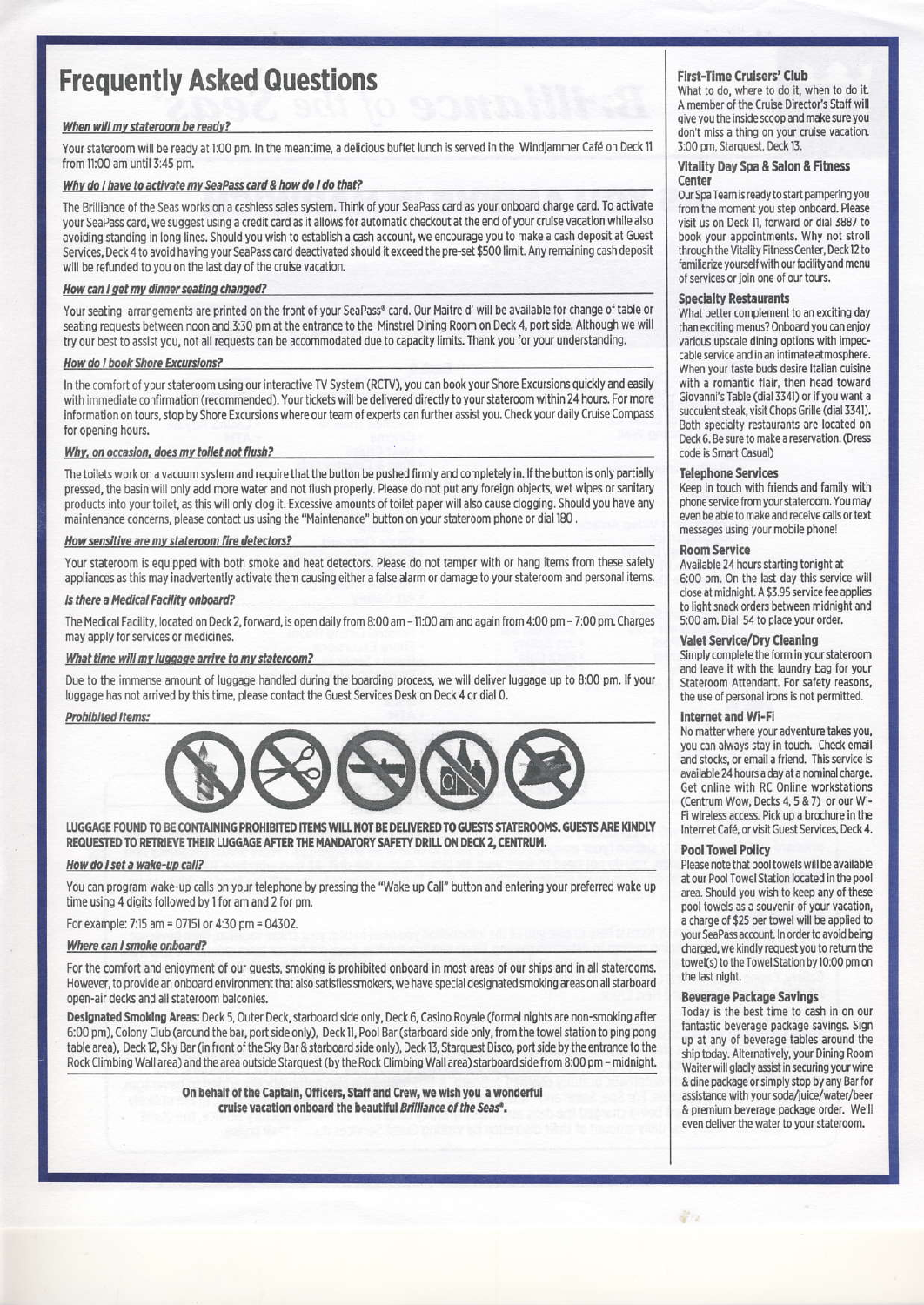# Frequently Asked Questions

***When will my stateroom be ready?***

Your stateroom will be ready at 1:00 pm. In the meantime, a delicious buffet lunch is served in the Windjammer Café on Deck 11 from 11:00 am until 3:45 pm.

***Why do I have to activate my SeaPass card & how do I do that?***

The Brilliance of the Seas works on a cashless sales system. Think of your SeaPass card as your onboard charge card. To activate your SeaPass card, we suggest using a credit card as it allows for automatic checkout at the end of your cruise vacation while also avoiding standing in long lines. Should you wish to establish a cash account, we encourage you to make a cash deposit at Guest Services, Deck 4 to avoid having your SeaPass card deactivated should it exceed the pre-set $500 limit. Any remaining cash deposit will be refunded to you on the last day of the cruise vacation.

***How can I get my dinner seating changed?***

Your seating arrangements are printed on the front of your SeaPass® card. Our Maitre d' will be available for change of table or seating requests between noon and 3:30 pm at the entrance to the Minstrel Dining Room on Deck 4, port side. Although we will try our best to assist you, not all requests can be accommodated due to capacity limits. Thank you for your understanding.

***How do I book Shore Excursions?***

In the comfort of your stateroom using our interactive TV System (RCTV), you can book your Shore Excursions quickly and easily with immediate confirmation (recommended). Your tickets will be delivered directly to your stateroom within 24 hours. For more information on tours, stop by Shore Excursions where our team of experts can further assist you. Check your daily Cruise Compass for opening hours.

***Why, on occasion, does my toilet not flush?***

The toilets work on a vacuum system and require that the button be pushed firmly and completely in. If the button is only partially pressed, the basin will only add more water and not flush properly. Please do not put any foreign objects, wet wipes or sanitary products into your toilet, as this will only clog it. Excessive amounts of toilet paper will also cause clogging. Should you have any maintenance concerns, please contact us using the "Maintenance" button on your stateroom phone or dial 180 .

***How sensitive are my stateroom fire detectors?***

Your stateroom is equipped with both smoke and heat detectors. Please do not tamper with or hang items from these safety appliances as this may inadvertently activate them causing either a false alarm or damage to your stateroom and personal items.

***Is there a Medical Facility onboard?***

The Medical Facility, located on Deck 2, forward, is open daily from 8:00 am – 11:00 am and again from 4:00 pm – 7:00 pm. Charges may apply for services or medicines.

***What time will my luggage arrive to my stateroom?***

Due to the immense amount of luggage handled during the boarding process, we will deliver luggage up to 8:00 pm. If your luggage has not arrived by this time, please contact the Guest Services Desk on Deck 4 or dial 0.

***Prohibited Items:***

**LUGGAGE FOUND TO BE CONTAINING PROHIBITED ITEMS WILL NOT BE DELIVERED TO GUESTS STATEROOMS. GUESTS ARE KINDLY REQUESTED TO RETRIEVE THEIR LUGGAGE AFTER THE MANDATORY SAFETY DRILL ON DECK 2, CENTRUM.**

***How do I set a wake-up call?***

You can program wake-up calls on your telephone by pressing the "Wake up Call" button and entering your preferred wake up time using 4 digits followed by 1 for am and 2 for pm.

For example: 7:15 am = 07151 or 4:30 pm = 04302.

***Where can I smoke onboard?***

For the comfort and enjoyment of our guests, smoking is prohibited onboard in most areas of our ships and in all staterooms. However, to provide an onboard environment that also satisfies smokers, we have special designated smoking areas on all starboard open-air decks and all stateroom balconies.

**Designated Smoking Areas:** Deck 5, Outer Deck, starboard side only, Deck 6, Casino Royale (formal nights are non-smoking after 6:00 pm), Colony Club (around the bar, port side only), Deck 11, Pool Bar (starboard side only, from the towel station to ping pong table area), Deck 12, Sky Bar (in front of the Sky Bar & starboard side only), Deck 13, Starquest Disco, port side by the entrance to the Rock Climbing Wall area) and the area outside Starquest (by the Rock Climbing Wall area) starboard side from 8:00 pm – midnight.

**On behalf of the Captain, Officers, Staff and Crew, we wish you a wonderful cruise vacation onboard the beautiful *Brilliance of the Seas*®.**

### First-Time Cruisers' Club

What to do, where to do it, when to do it. A member of the Cruise Director's Staff will give you the inside scoop and make sure you don't miss a thing on your cruise vacation. 3:00 pm, Starquest, Deck 13.

### Vitality Day Spa & Salon & Fitness Center

Our Spa Team is ready to start pampering you from the moment you step onboard. Please visit us on Deck 11, forward or dial 3887 to book your appointments. Why not stroll through the Vitality Fitness Center, Deck 12 to familiarize yourself with our facility and menu of services or join one of our tours.

### Specialty Restaurants

What better complement to an exciting day than exciting menus? Onboard you can enjoy various upscale dining options with impeccable service and in an intimate atmosphere. When your taste buds desire Italian cuisine with a romantic flair, then head toward Giovanni's Table (dial 3341) or if you want a succulent steak, visit Chops Grille (dial 3341). Both specialty restaurants are located on Deck 6. Be sure to make a reservation. (Dress code is Smart Casual)

### Telephone Services

Keep in touch with friends and family with phone service from your stateroom. You may even be able to make and receive calls or text messages using your mobile phone!

### Room Service

Available 24 hours starting tonight at 6:00 pm. On the last day this service will close at midnight. A $3.95 service fee applies to light snack orders between midnight and 5:00 am. Dial 54 to place your order.

### Valet Service/Dry Cleaning

Simply complete the form in your stateroom and leave it with the laundry bag for your Stateroom Attendant. For safety reasons, the use of personal irons is not permitted.

### Internet and Wi-Fi

No matter where your adventure takes you, you can always stay in touch. Check email and stocks, or email a friend. This service is available 24 hours a day at a nominal charge. Get online with RC Online workstations (Centrum Wow, Decks 4, 5 & 7) or our Wi-Fi wireless access. Pick up a brochure in the Internet Café, or visit Guest Services, Deck 4.

### Pool Towel Policy

Please note that pool towels will be available at our Pool Towel Station located in the pool area. Should you wish to keep any of these pool towels as a souvenir of your vacation, a charge of $25 per towel will be applied to your SeaPass account. In order to avoid being charged, we kindly request you to return the towel(s) to the Towel Station by 10:00 pm on the last night.

### Beverage Package Savings

Today is the best time to cash in on our fantastic beverage package savings. Sign up at any of beverage tables around the ship today. Alternatively, your Dining Room Waiter will gladly assist in securing your wine & dine package or simply stop by any Bar for assistance with your soda/juice/water/beer & premium beverage package order. We'll even deliver the water to your stateroom.